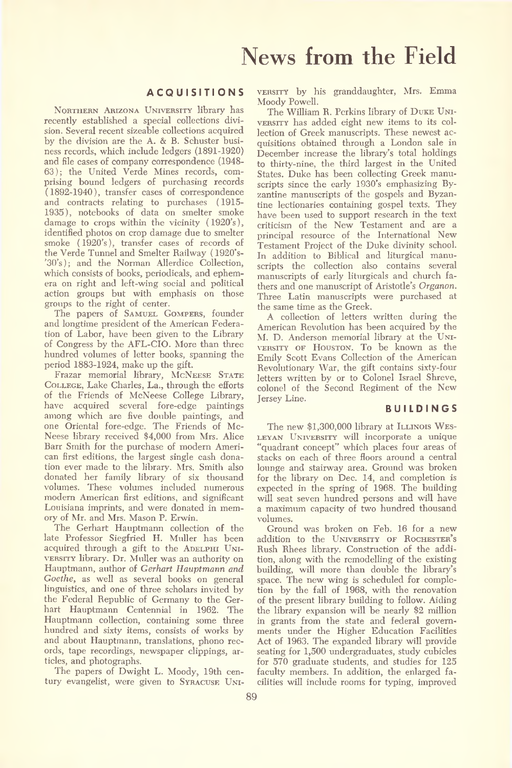# News from the Field

## ACQUISITIONS

Northern Arizona University library has recently established a special collections division. Several recent sizeable collections acquired by the division are the A. & B. Schuster business records, which include ledgers (1891-1920) and file cases of company correspondence (1948-63); the United Verde Mines records, comprising bound ledgers of purchasing records (1892-1940), transfer cases of correspondence and contracts relating to purchases (1915-1935), notebooks of data on smelter smoke damage to crops within the vicinity (1920's), identified photos on crop damage due to smelter smoke (1920's), transfer cases of records of the Verde Tunnel and Smelter Railway (1920's-'30's); and the Norman Allerdice Collection, which consists of books, periodicals, and ephemera on right and left-wing social and political action groups but with emphasis on those groups to the right of center.

The papers of Samuel Gompers, founder and longtime president of the American Federation of Labor, have been given to the Library of Congress by the AFL-CIO. More than three hundred volumes of letter books, spanning the period 1883-1924, make up the gift.

Frazar memorial library, McNeese State College, Lake Charles, La., through the efforts of the Friends of McNeese College Library, have acquired several fore-edge paintings among which are five double paintings, and one Oriental fore-edge. The Friends of McNeese library received $4,000 from Mrs. Alice Barr Smith for the purchase of modern American first editions, the largest single cash donation ever made to the library. Mrs. Smith also donated her family library of six thousand volumes. These volumes included numerous modern American first editions, and significant Louisiana imprints, and were donated in memory of Mr. and Mrs. Mason P. Erwin.

The Gerhart Hauptmann collection of the late Professor Siegfried H. Muller has been acquired through a gift to the Adelphi University library. Dr. Muller was an authority on Hauptmann, author of *Gerhart Hauptmann and Goethe*, as well as several books on general linguistics, and one of three scholars invited by the Federal Republic of Germany to the Gerhart Hauptmann Centennial in 1962. The Hauptmann collection, containing some three hundred and sixty items, consists of works by and about Hauptmann, translations, phono records, tape recordings, newspaper clippings, articles, and photographs.

The papers of Dwight L. Moody, 19th century evangelist, were given to Syracuse University by his granddaughter, Mrs. Emma Moody Powell.

The William R. Perkins library of Duke University has added eight new items to its collection of Greek manuscripts. These newest acquisitions obtained through a London sale in December increase the library's total holdings to thirty-nine, the third largest in the United States. Duke has been collecting Greek manuscripts since the early 1930's emphasizing Byzantine manuscripts of the gospels and Byzantine lectionaries containing gospel texts. They have been used to support research in the text criticism of the New Testament and are a principal resource of the International New Testament Project of the Duke divinity school. In addition to Biblical and liturgical manuscripts the collection also contains several manuscripts of early liturgicals and church fathers and one manuscript of Aristotle's *Organon*. Three Latin manuscripts were purchased at the same time as the Greek.

A collection of letters written during the American Revolution has been acquired by the M. D. Anderson memorial library at the University of Houston. To be known as the Emily Scott Evans Collection of the American Revolutionary War, the gift contains sixty-four letters written by or to Colonel Israel Shreve, colonel of the Second Regiment of the New Jersey Line.

## BUILDINGS

The new $1,300,000 library at Illinois Wesleyan University will incorporate a unique "quadrant concept" which places four areas of stacks on each of three floors around a central lounge and stairway area. Ground was broken for the library on Dec. 14, and completion is expected in the spring of 1968. The building will seat seven hundred persons and will have a maximum capacity of two hundred thousand volumes.

Ground was broken on Feb. 16 for a new addition to the University of Rochester's Rush Rhees library. Construction of the addition, along with the remodelling of the existing building, will more than double the library's space. The new wing is scheduled for completion by the fall of 1968, with the renovation of the present library building to follow. Aiding the library expansion will be nearly $2 million in grants from the state and federal governments under the Higher Education Facilities Act of 1963. The expanded library will provide seating for 1,500 undergraduates, study cubicles for 570 graduate students, and studies for 125 faculty members. In addition, the enlarged facilities will include rooms for typing, improved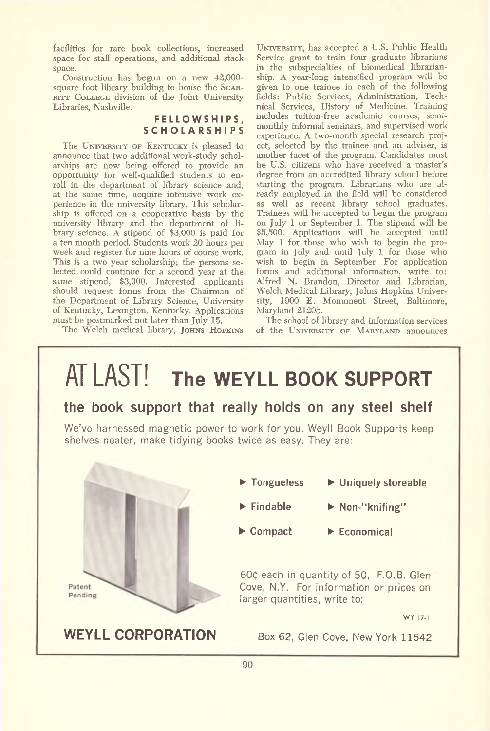facilities for rare book collections, increased space for staff operations, and additional stack space.

Construction has begun on a new 42,000-square foot library building to house the SCARRITT COLLEGE division of the Joint University Libraries, Nashville.

## FELLOWSHIPS, SCHOLARSHIPS

The UNIVERSITY OF KENTUCKY is pleased to announce that two additional work-study scholarships are now being offered to provide an opportunity for well-qualified students to enroll in the department of library science and, at the same time, acquire intensive work experience in the university library. This scholarship is offered on a cooperative basis by the university library and the department of library science. A stipend of $3,000 is paid for a ten month period. Students work 20 hours per week and register for nine hours of course work. This is a two year scholarship; the persons selected could continue for a second year at the same stipend, $3,000. Interested applicants should request forms from the Chairman of the Department of Library Science, University of Kentucky, Lexington, Kentucky. Applications must be postmarked not later than July 15.

The Welch medical library, JOHNS HOPKINS UNIVERSITY, has accepted a U.S. Public Health Service grant to train four graduate librarians in the subspecialties of biomedical librarianship. A year-long intensified program will be given to one trainee in each of the following fields: Public Services, Administration, Technical Services, History of Medicine. Training includes tuition-free academic courses, semimonthly informal seminars, and supervised work experience. A two-month special research project, selected by the trainee and an adviser, is another facet of the program. Candidates must be U.S. citizens who have received a master's degree from an accredited library school before starting the program. Librarians who are already employed in the field will be considered as well as recent library school graduates. Trainees will be accepted to begin the program on July 1 or September 1. The stipend will be $5,500. Applications will be accepted until May 1 for those who wish to begin the program in July and until July 1 for those who wish to begin in September. For application forms and additional information, write to: Alfred N. Brandon, Director and Librarian, Welch Medical Library, Johns Hopkins University, 1900 E. Monument Street, Baltimore, Maryland 21205.

The school of library and information services of the UNIVERSITY OF MARYLAND announces

---

# AT LAST! The WEYLL BOOK SUPPORT

## the book support that really holds on any steel shelf

We've harnessed magnetic power to work for you. Weyll Book Supports keep shelves neater, make tidying books twice as easy. They are:

- Tongueless
- Uniquely storeable
- Findable
- Non-"knifing"
- Compact
- Economical

Patent Pending

60¢ each in quantity of 50, F.O.B. Glen Cove, N.Y. For information or prices on larger quantities, write to:

WY 17-1

**WEYLL CORPORATION** Box 62, Glen Cove, New York 11542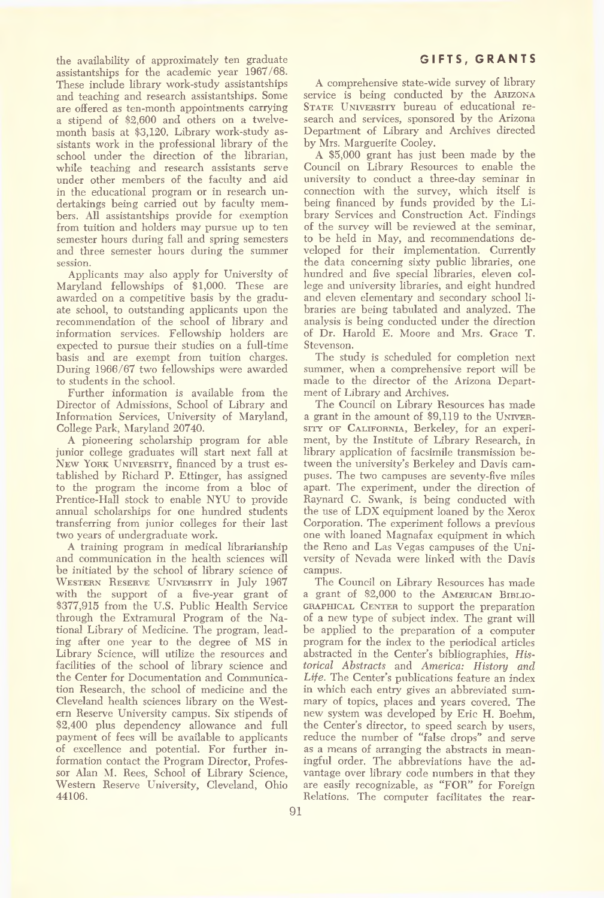the availability of approximately ten graduate assistantships for the academic year 1967/68. These include library work-study assistantships and teaching and research assistantships. Some are offered as ten-month appointments carrying a stipend of $2,600 and others on a twelve-month basis at $3,120. Library work-study assistants work in the professional library of the school under the direction of the librarian, while teaching and research assistants serve under other members of the faculty and aid in the educational program or in research undertakings being carried out by faculty members. All assistantships provide for exemption from tuition and holders may pursue up to ten semester hours during fall and spring semesters and three semester hours during the summer session.

Applicants may also apply for University of Maryland fellowships of $1,000. These are awarded on a competitive basis by the graduate school, to outstanding applicants upon the recommendation of the school of library and information services. Fellowship holders are expected to pursue their studies on a full-time basis and are exempt from tuition charges. During 1966/67 two fellowships were awarded to students in the school.

Further information is available from the Director of Admissions, School of Library and Information Services, University of Maryland, College Park, Maryland 20740.

A pioneering scholarship program for able junior college graduates will start next fall at NEW YORK UNIVERSITY, financed by a trust established by Richard P. Ettinger, has assigned to the program the income from a bloc of Prentice-Hall stock to enable NYU to provide annual scholarships for one hundred students transferring from junior colleges for their last two years of undergraduate work.

A training program in medical librarianship and communication in the health sciences will be initiated by the school of library science of WESTERN RESERVE UNIVERSITY in July 1967 with the support of a five-year grant of $377,915 from the U.S. Public Health Service through the Extramural Program of the National Library of Medicine. The program, leading after one year to the degree of MS in Library Science, will utilize the resources and facilities of the school of library science and the Center for Documentation and Communication Research, the school of medicine and the Cleveland health sciences library on the Western Reserve University campus. Six stipends of $2,400 plus dependency allowance and full payment of fees will be available to applicants of excellence and potential. For further information contact the Program Director, Professor Alan M. Rees, School of Library Science, Western Reserve University, Cleveland, Ohio 44106.

## GIFTS, GRANTS

A comprehensive state-wide survey of library service is being conducted by the ARIZONA STATE UNIVERSITY bureau of educational research and services, sponsored by the Arizona Department of Library and Archives directed by Mrs. Marguerite Cooley.

A $5,000 grant has just been made by the Council on Library Resources to enable the university to conduct a three-day seminar in connection with the survey, which itself is being financed by funds provided by the Library Services and Construction Act. Findings of the survey will be reviewed at the seminar, to be held in May, and recommendations developed for their implementation. Currently the data concerning sixty public libraries, one hundred and five special libraries, eleven college and university libraries, and eight hundred and eleven elementary and secondary school libraries are being tabulated and analyzed. The analysis is being conducted under the direction of Dr. Harold E. Moore and Mrs. Grace T. Stevenson.

The study is scheduled for completion next summer, when a comprehensive report will be made to the director of the Arizona Department of Library and Archives.

The Council on Library Resources has made a grant in the amount of $9,119 to the UNIVERSITY OF CALIFORNIA, Berkeley, for an experiment, by the Institute of Library Research, in library application of facsimile transmission between the university's Berkeley and Davis campuses. The two campuses are seventy-five miles apart. The experiment, under the direction of Raynard C. Swank, is being conducted with the use of LDX equipment loaned by the Xerox Corporation. The experiment follows a previous one with loaned Magnafax equipment in which the Reno and Las Vegas campuses of the University of Nevada were linked with the Davis campus.

The Council on Library Resources has made a grant of $2,000 to the AMERICAN BIBLIOGRAPHICAL CENTER to support the preparation of a new type of subject index. The grant will be applied to the preparation of a computer program for the index to the periodical articles abstracted in the Center's bibliographies, *Historical Abstracts* and *America: History and Life*. The Center's publications feature an index in which each entry gives an abbreviated summary of topics, places and years covered. The new system was developed by Eric H. Boehm, the Center's director, to speed search by users, reduce the number of "false drops" and serve as a means of arranging the abstracts in meaningful order. The abbreviations have the advantage over library code numbers in that they are easily recognizable, as "FOR" for Foreign Relations. The computer facilitates the rear-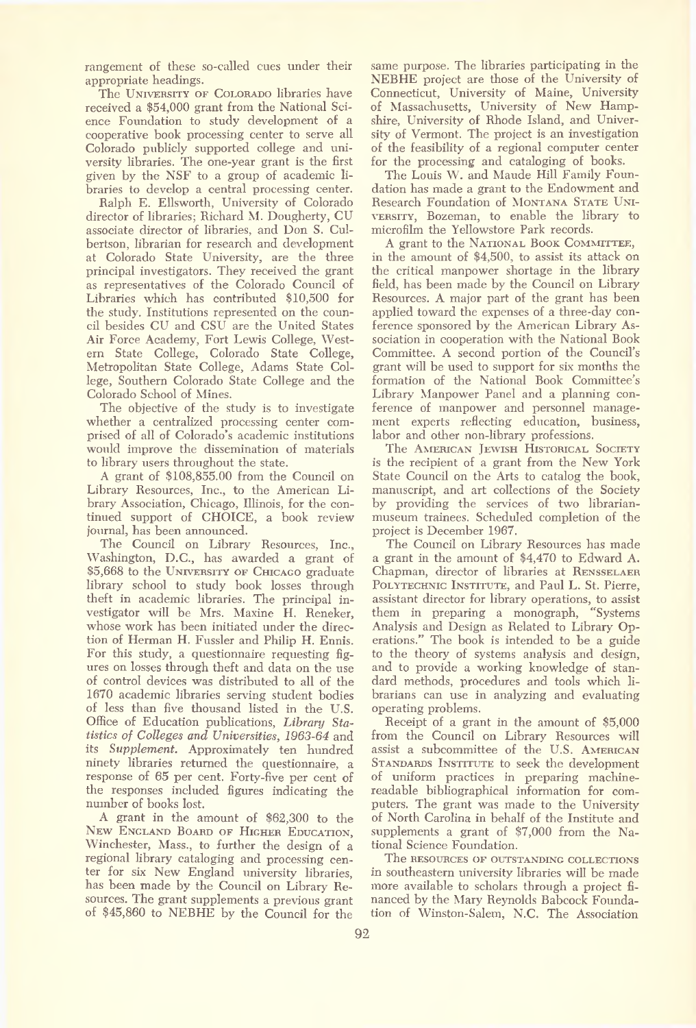rangement of these so-called cues under their appropriate headings.

The UNIVERSITY OF COLORADO libraries have received a $54,000 grant from the National Science Foundation to study development of a cooperative book processing center to serve all Colorado publicly supported college and university libraries. The one-year grant is the first given by the NSF to a group of academic libraries to develop a central processing center.

Ralph E. Ellsworth, University of Colorado director of libraries; Richard M. Dougherty, CU associate director of libraries, and Don S. Culbertson, librarian for research and development at Colorado State University, are the three principal investigators. They received the grant as representatives of the Colorado Council of Libraries which has contributed $10,500 for the study. Institutions represented on the council besides CU and CSU are the United States Air Force Academy, Fort Lewis College, Western State College, Colorado State College, Metropolitan State College, Adams State College, Southern Colorado State College and the Colorado School of Mines.

The objective of the study is to investigate whether a centralized processing center comprised of all of Colorado's academic institutions would improve the dissemination of materials to library users throughout the state.

A grant of $108,855.00 from the Council on Library Resources, Inc., to the American Library Association, Chicago, Illinois, for the continued support of CHOICE, a book review journal, has been announced.

The Council on Library Resources, Inc., Washington, D.C., has awarded a grant of $5,668 to the UNIVERSITY OF CHICAGO graduate library school to study book losses through theft in academic libraries. The principal investigator will be Mrs. Maxine H. Reneker, whose work has been initiated under the direction of Herman H. Fussler and Philip H. Ennis. For this study, a questionnaire requesting figures on losses through theft and data on the use of control devices was distributed to all of the 1670 academic libraries serving student bodies of less than five thousand listed in the U.S. Office of Education publications, *Library Statistics of Colleges and Universities, 1963-64* and its *Supplement*. Approximately ten hundred ninety libraries returned the questionnaire, a response of 65 per cent. Forty-five per cent of the responses included figures indicating the number of books lost.

A grant in the amount of $62,300 to the NEW ENGLAND BOARD OF HIGHER EDUCATION, Winchester, Mass., to further the design of a regional library cataloging and processing center for six New England university libraries, has been made by the Council on Library Resources. The grant supplements a previous grant of $45,860 to NEBHE by the Council for the same purpose. The libraries participating in the NEBHE project are those of the University of Connecticut, University of Maine, University of Massachusetts, University of New Hampshire, University of Rhode Island, and University of Vermont. The project is an investigation of the feasibility of a regional computer center for the processing and cataloging of books.

The Louis W. and Maude Hill Family Foundation has made a grant to the Endowment and Research Foundation of MONTANA STATE UNIVERSITY, Bozeman, to enable the library to microfilm the Yellowstore Park records.

A grant to the NATIONAL BOOK COMMITTEE, in the amount of $4,500, to assist its attack on the critical manpower shortage in the library field, has been made by the Council on Library Resources. A major part of the grant has been applied toward the expenses of a three-day conference sponsored by the American Library Association in cooperation with the National Book Committee. A second portion of the Council's grant will be used to support for six months the formation of the National Book Committee's Library Manpower Panel and a planning conference of manpower and personnel management experts reflecting education, business, labor and other non-library professions.

The AMERICAN JEWISH HISTORICAL SOCIETY is the recipient of a grant from the New York State Council on the Arts to catalog the book, manuscript, and art collections of the Society by providing the services of two librarian-museum trainees. Scheduled completion of the project is December 1967.

The Council on Library Resources has made a grant in the amount of $4,470 to Edward A. Chapman, director of libraries at RENSSELAER POLYTECHNIC INSTITUTE, and Paul L. St. Pierre, assistant director for library operations, to assist them in preparing a monograph, "Systems Analysis and Design as Related to Library Operations." The book is intended to be a guide to the theory of systems analysis and design, and to provide a working knowledge of standard methods, procedures and tools which librarians can use in analyzing and evaluating operating problems.

Receipt of a grant in the amount of $5,000 from the Council on Library Resources will assist a subcommittee of the U.S. AMERICAN STANDARDS INSTITUTE to seek the development of uniform practices in preparing machine-readable bibliographical information for computers. The grant was made to the University of North Carolina in behalf of the Institute and supplements a grant of $7,000 from the National Science Foundation.

The RESOURCES OF OUTSTANDING COLLECTIONS in southeastern university libraries will be made more available to scholars through a project financed by the Mary Reynolds Babcock Foundation of Winston-Salem, N.C. The Association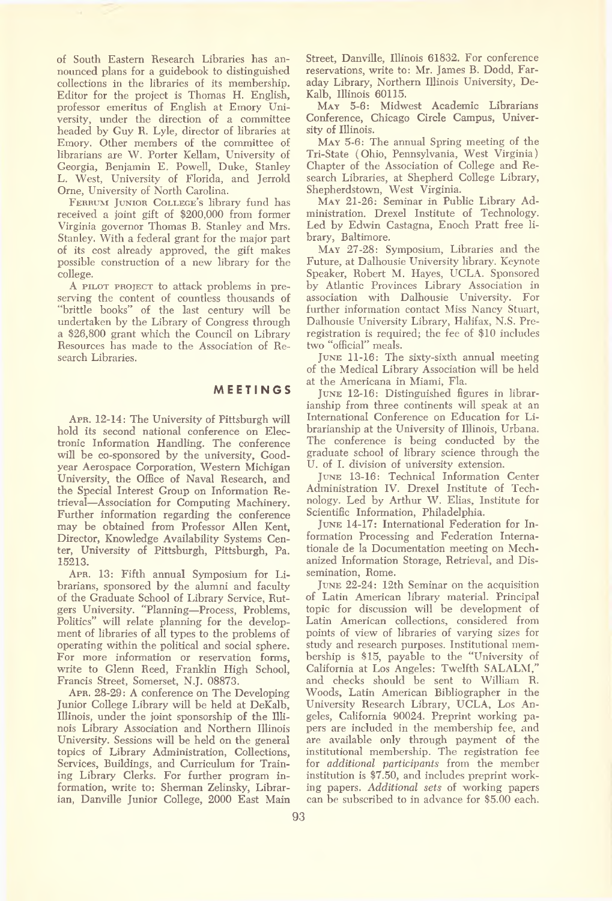of South Eastern Research Libraries has announced plans for a guidebook to distinguished collections in the libraries of its membership. Editor for the project is Thomas H. English, professor emeritus of English at Emory University, under the direction of a committee headed by Guy R. Lyle, director of libraries at Emory. Other members of the committee of librarians are W. Porter Kellam, University of Georgia, Benjamin E. Powell, Duke, Stanley L. West, University of Florida, and Jerrold Orne, University of North Carolina.

FERRUM JUNIOR COLLEGE's library fund has received a joint gift of $200,000 from former Virginia governor Thomas B. Stanley and Mrs. Stanley. With a federal grant for the major part of its cost already approved, the gift makes possible construction of a new library for the college.

A PILOT PROJECT to attack problems in preserving the content of countless thousands of "brittle books" of the last century will be undertaken by the Library of Congress through a $26,800 grant which the Council on Library Resources has made to the Association of Research Libraries.

## MEETINGS

APR. 12-14: The University of Pittsburgh will hold its second national conference on Electronic Information Handling. The conference will be co-sponsored by the university, Goodyear Aerospace Corporation, Western Michigan University, the Office of Naval Research, and the Special Interest Group on Information Retrieval—Association for Computing Machinery. Further information regarding the conference may be obtained from Professor Allen Kent, Director, Knowledge Availability Systems Center, University of Pittsburgh, Pittsburgh, Pa. 15213.

APR. 13: Fifth annual Symposium for Librarians, sponsored by the alumni and faculty of the Graduate School of Library Service, Rutgers University. "Planning—Process, Problems, Politics" will relate planning for the development of libraries of all types to the problems of operating within the political and social sphere. For more information or reservation forms, write to Glenn Reed, Franklin High School, Francis Street, Somerset, N.J. 08873.

APR. 28-29: A conference on The Developing Junior College Library will be held at DeKalb, Illinois, under the joint sponsorship of the Illinois Library Association and Northern Illinois University. Sessions will be held on the general topics of Library Administration, Collections, Services, Buildings, and Curriculum for Training Library Clerks. For further program information, write to: Sherman Zelinsky, Librarian, Danville Junior College, 2000 East Main Street, Danville, Illinois 61832. For conference reservations, write to: Mr. James B. Dodd, Faraday Library, Northern Illinois University, DeKalb, Illinois 60115.

MAY 5-6: Midwest Academic Librarians Conference, Chicago Circle Campus, University of Illinois.

MAY 5-6: The annual Spring meeting of the Tri-State (Ohio, Pennsylvania, West Virginia) Chapter of the Association of College and Research Libraries, at Shepherd College Library, Shepherdstown, West Virginia.

MAY 21-26: Seminar in Public Library Administration. Drexel Institute of Technology. Led by Edwin Castagna, Enoch Pratt free library, Baltimore.

MAY 27-28: Symposium, Libraries and the Future, at Dalhousie University library. Keynote Speaker, Robert M. Hayes, UCLA. Sponsored by Atlantic Provinces Library Association in association with Dalhousie University. For further information contact Miss Nancy Stuart, Dalhousie University Library, Halifax, N.S. Preregistration is required; the fee of $10 includes two "official" meals.

JUNE 11-16: The sixty-sixth annual meeting of the Medical Library Association will be held at the Americana in Miami, Fla.

JUNE 12-16: Distinguished figures in librarianship from three continents will speak at an International Conference on Education for Librarianship at the University of Illinois, Urbana. The conference is being conducted by the graduate school of library science through the U. of I. division of university extension.

JUNE 13-16: Technical Information Center Administration IV. Drexel Institute of Technology. Led by Arthur W. Elias, Institute for Scientific Information, Philadelphia.

JUNE 14-17: International Federation for Information Processing and Federation Internationale de la Documentation meeting on Mechanized Information Storage, Retrieval, and Dissemination, Rome.

JUNE 22-24: 12th Seminar on the acquisition of Latin American library material. Principal topic for discussion will be development of Latin American collections, considered from points of view of libraries of varying sizes for study and research purposes. Institutional membership is $15, payable to the "University of California at Los Angeles: Twelfth SALALM," and checks should be sent to William R. Woods, Latin American Bibliographer in the University Research Library, UCLA, Los Angeles, California 90024. Preprint working papers are included in the membership fee, and are available only through payment of the institutional membership. The registration fee for *additional participants* from the member institution is $7.50, and includes preprint working papers. *Additional sets* of working papers can be subscribed to in advance for $5.00 each.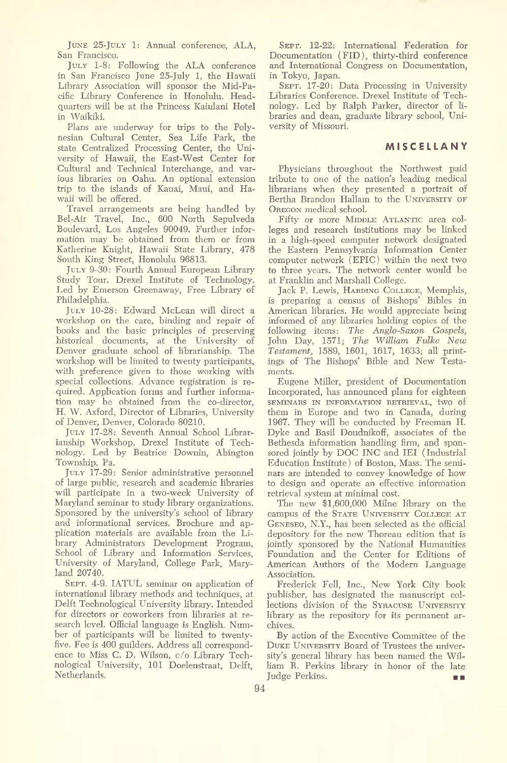JUNE 25-JULY 1: Annual conference, ALA, San Francisco.

JULY 1-8: Following the ALA conference in San Francisco June 25-July 1, the Hawaii Library Association will sponsor the Mid-Pacific Library Conference in Honolulu. Headquarters will be at the Princess Kaiulani Hotel in Waikiki.

Plans are underway for trips to the Polynesian Cultural Center, Sea Life Park, the state Centralized Processing Center, the University of Hawaii, the East-West Center for Cultural and Technical Interchange, and various libraries on Oahu. An optional extension trip to the islands of Kauai, Maui, and Hawaii will be offered.

Travel arrangements are being handled by Bel-Air Travel, Inc., 600 North Sepulveda Boulevard, Los Angeles 90049. Further information may be obtained from them or from Katherine Knight, Hawaii State Library, 478 South King Street, Honolulu 96813.

JULY 9-30: Fourth Annual European Library Study Tour. Drexel Institute of Technology. Led by Emerson Greenaway, Free Library of Philadelphia.

JULY 10-28: Edward McLean will direct a workshop on the care, binding and repair of books and the basic principles of preserving historical documents, at the University of Denver graduate school of librarianship. The workshop will be limited to twenty participants, with preference given to those working with special collections. Advance registration is required. Application forms and further information may be obtained from the co-director, H. W. Axford, Director of Libraries, University of Denver, Denver, Colorado 80210.

JULY 17-28: Seventh Annual School Librarianship Workshop. Drexel Institute of Technology. Led by Beatrice Downin, Abington Township, Pa.

JULY 17-29: Senior administrative personnel of large public, research and academic libraries will participate in a two-week University of Maryland seminar to study library organizations. Sponsored by the university's school of library and informational services. Brochure and application materials are available from the Library Administrators Development Program, School of Library and Information Services, University of Maryland, College Park, Maryland 20740.

SEPT. 4-9. IATUL seminar on application of international library methods and techniques, at Delft Technological University library. Intended for directors or coworkers from libraries at research level. Official language is English. Number of participants will be limited to twenty-five. Fee is 400 guilders. Address all correspondence to Miss C. D. Wilson, c/o Library Technological University, 101 Doelenstraat, Delft, Netherlands.

SEPT. 12-22: International Federation for Documentation (FID), thirty-third conference and International Congress on Documentation, in Tokyo, Japan.

SEPT. 17-20: Data Processing in University Libraries Conference. Drexel Institute of Technology. Led by Ralph Parker, director of libraries and dean, graduate library school, University of Missouri.

## MISCELLANY

Physicians throughout the Northwest paid tribute to one of the nation's leading medical librarians when they presented a portrait of Bertha Brandon Hallam to the UNIVERSITY OF OREGON medical school.

Fifty or more MIDDLE ATLANTIC area colleges and research institutions may be linked in a high-speed computer network designated the Eastern Pennsylvania Information Center computer network (EPIC) within the next two to three years. The network center would be at Franklin and Marshall College.

Jack P. Lewis, HARDING COLLEGE, Memphis, is preparing a census of Bishops' Bibles in American libraries. He would appreciate being informed of any libraries holding copies of the following items: *The Anglo-Saxon Gospels,* John Day, 1571; *The William Fulke New Testament,* 1589, 1601, 1617, 1633; all printings of The Bishops' Bible and New Testaments.

Eugene Miller, president of Documentation Incorporated, has announced plans for eighteen SEMINARS IN INFORMATION RETRIEVAL, two of them in Europe and two in Canada, during 1967. They will be conducted by Freeman H. Dyke and Basil Doudnikoff, associates of the Bethesda information handling firm, and sponsored jointly by DOC INC and IEI (Industrial Education Institute) of Boston, Mass. The seminars are intended to convey knowledge of how to design and operate an effective information retrieval system at minimal cost.

The new $1,600,000 Milne library on the campus of the STATE UNIVERSITY COLLEGE AT GENESEO, N.Y., has been selected as the official depository for the new Thoreau edition that is jointly sponsored by the National Humanities Foundation and the Center for Editions of American Authors of the Modern Language Association.

Frederick Fell, Inc., New York City book publisher, has designated the manuscript collections division of the SYRACUSE UNIVERSITY library as the repository for its permanent archives.

By action of the Executive Committee of the DUKE UNIVERSITY Board of Trustees the university's general library has been named the William R. Perkins library in honor of the late Judge Perkins. ■■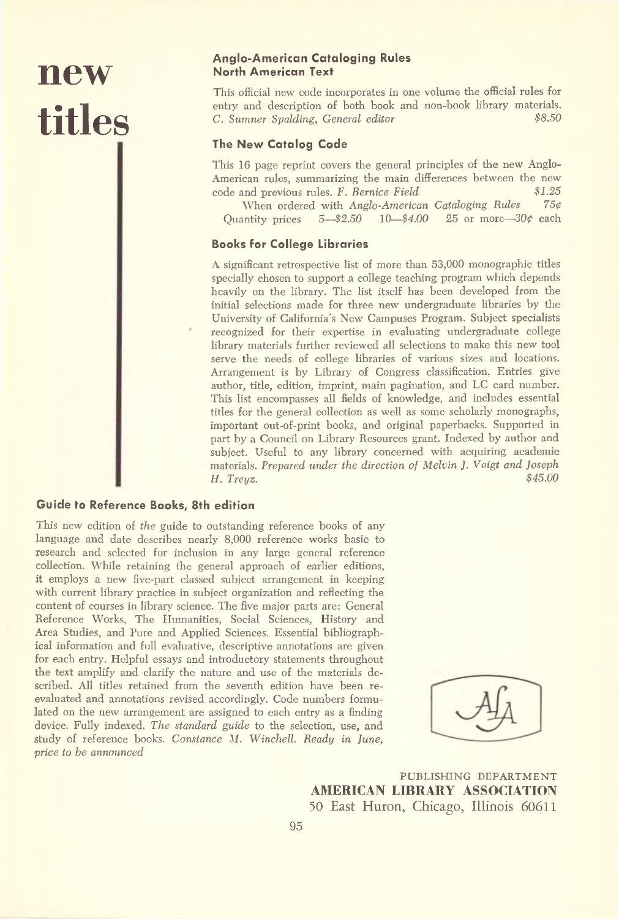# new titles

### Anglo-American Cataloging Rules
### North American Text

This official new code incorporates in one volume the official rules for entry and description of both book and non-book library materials. *C. Sumner Spalding, General editor* *$8.50*

### The New Catalog Code

This 16 page reprint covers the general principles of the new Anglo-American rules, summarizing the main differences between the new code and previous rules. *F. Bernice Field* *$1.25*

When ordered with *Anglo-American Cataloging Rules* *75¢*

Quantity prices 5—*$2.50* 10—*$4.00* 25 or more—*30¢* each

### Books for College Libraries

A significant retrospective list of more than 53,000 monographic titles specially chosen to support a college teaching program which depends heavily on the library. The list itself has been developed from the initial selections made for three new undergraduate libraries by the University of California's New Campuses Program. Subject specialists recognized for their expertise in evaluating undergraduate college library materials further reviewed all selections to make this new tool serve the needs of college libraries of various sizes and locations. Arrangement is by Library of Congress classification. Entries give author, title, edition, imprint, main pagination, and LC card number. This list encompasses all fields of knowledge, and includes essential titles for the general collection as well as some scholarly monographs, important out-of-print books, and original paperbacks. Supported in part by a Council on Library Resources grant. Indexed by author and subject. Useful to any library concerned with acquiring academic materials. *Prepared under the direction of Melvin J. Voigt and Joseph H. Treyz.* *$45.00*

### Guide to Reference Books, 8th edition

This new edition of *the* guide to outstanding reference books of any language and date describes nearly 8,000 reference works basic to research and selected for inclusion in any large general reference collection. While retaining the general approach of earlier editions, it employs a new five-part classed subject arrangement in keeping with current library practice in subject organization and reflecting the content of courses in library science. The five major parts are: General Reference Works, The Humanities, Social Sciences, History and Area Studies, and Pure and Applied Sciences. Essential bibliographical information and full evaluative, descriptive annotations are given for each entry. Helpful essays and introductory statements throughout the text amplify and clarify the nature and use of the materials described. All titles retained from the seventh edition have been re-evaluated and annotations revised accordingly. Code numbers formulated on the new arrangement are assigned to each entry as a finding device. Fully indexed. *The standard guide* to the selection, use, and study of reference books. *Constance M. Winchell. Ready in June, price to be announced*

PUBLISHING DEPARTMENT
**AMERICAN LIBRARY ASSOCIATION**
50 East Huron, Chicago, Illinois 60611